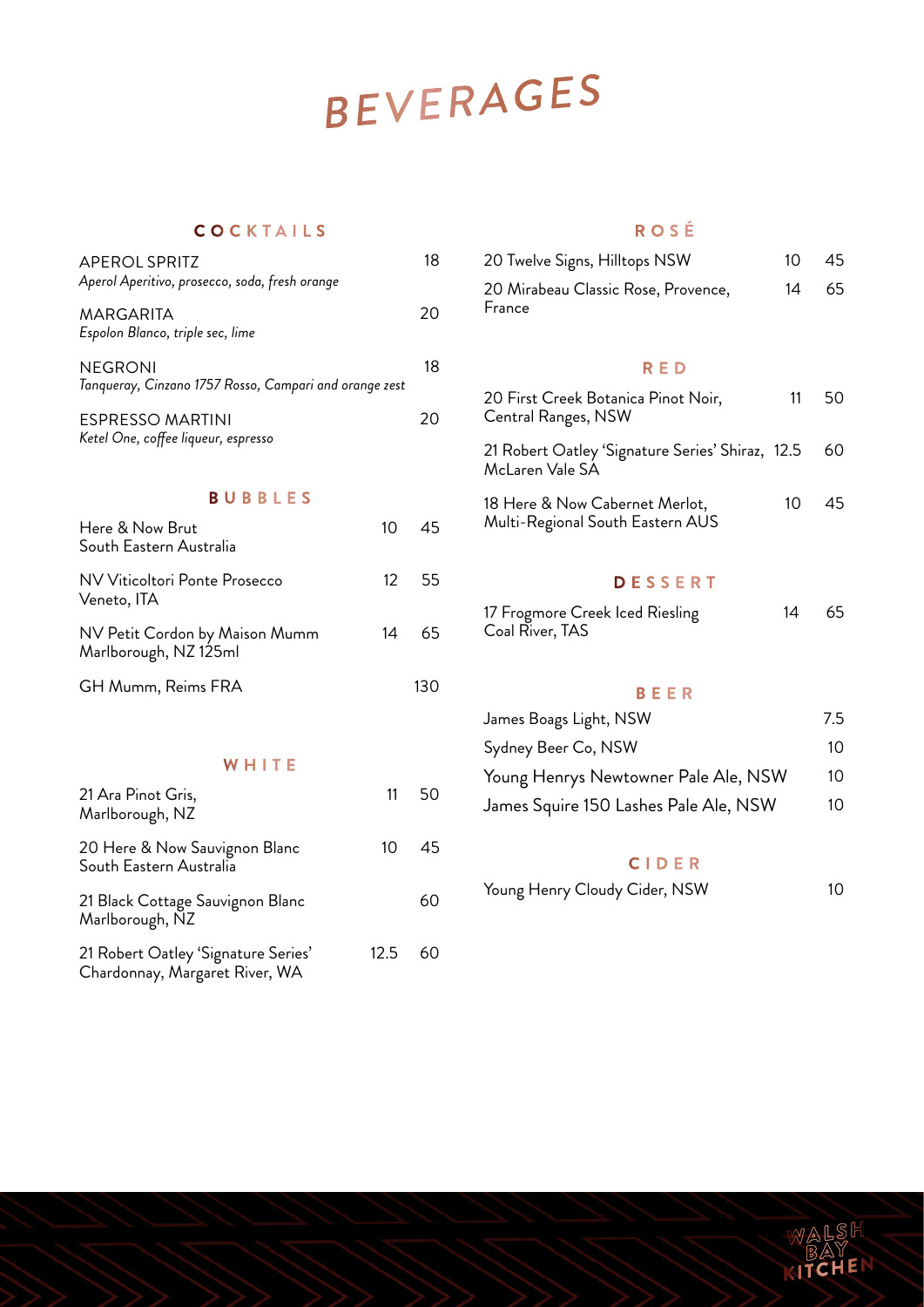# BEVERAGES

## COCKTAILS

| | |
|---|---|
| APEROL SPRITZ<br>*Aperol Aperitivo, prosecco, soda, fresh orange* | 18 |
| MARGARITA<br>*Espolon Blanco, triple sec, lime* | 20 |
| NEGRONI<br>*Tanqueray, Cinzano 1757 Rosso, Campari and orange zest* | 18 |
| ESPRESSO MARTINI<br>*Ketel One, coffee liqueur, espresso* | 20 |

## BUBBLES

| | | |
|---|---|---|
| Here & Now Brut<br>South Eastern Australia | 10 | 45 |
| NV Viticoltori Ponte Prosecco<br>Veneto, ITA | 12 | 55 |
| NV Petit Cordon by Maison Mumm<br>Marlborough, NZ 125ml | 14 | 65 |
| GH Mumm, Reims FRA | | 130 |

## WHITE

| | | |
|---|---|---|
| 21 Ara Pinot Gris,<br>Marlborough, NZ | 11 | 50 |
| 20 Here & Now Sauvignon Blanc<br>South Eastern Australia | 10 | 45 |
| 21 Black Cottage Sauvignon Blanc<br>Marlborough, NZ | | 60 |
| 21 Robert Oatley 'Signature Series'<br>Chardonnay, Margaret River, WA | 12.5 | 60 |

## ROSÉ

| | | |
|---|---|---|
| 20 Twelve Signs, Hilltops NSW | 10 | 45 |
| 20 Mirabeau Classic Rose, Provence, France | 14 | 65 |

## RED

| | | |
|---|---|---|
| 20 First Creek Botanica Pinot Noir,<br>Central Ranges, NSW | 11 | 50 |
| 21 Robert Oatley 'Signature Series' Shiraz,<br>McLaren Vale SA | 12.5 | 60 |
| 18 Here & Now Cabernet Merlot,<br>Multi-Regional South Eastern AUS | 10 | 45 |

## DESSERT

| | | |
|---|---|---|
| 17 Frogmore Creek Iced Riesling<br>Coal River, TAS | 14 | 65 |

## BEER

| | |
|---|---|
| James Boags Light, NSW | 7.5 |
| Sydney Beer Co, NSW | 10 |
| Young Henrys Newtowner Pale Ale, NSW | 10 |
| James Squire 150 Lashes Pale Ale, NSW | 10 |

## CIDER

| | |
|---|---|
| Young Henry Cloudy Cider, NSW | 10 |

WALSH BAY KITCHEN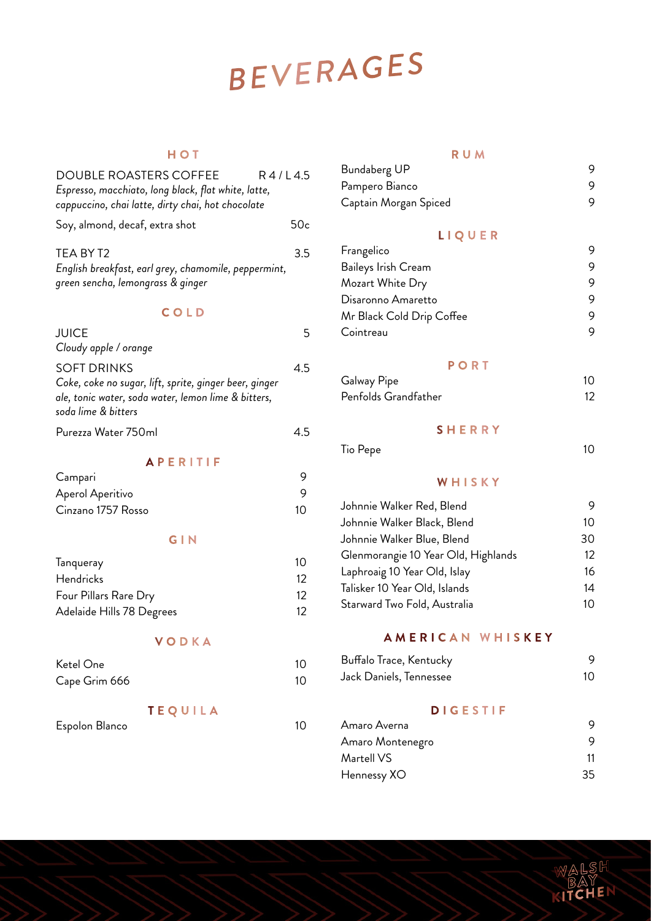# BEVERAGES

## HOT

| | |
|---|---|
| DOUBLE ROASTERS COFFEE<br>*Espresso, macchiato, long black, flat white, latte, cappuccino, chai latte, dirty chai, hot chocolate* | R 4 / L 4.5 |
| Soy, almond, decaf, extra shot | 50c |
| TEA BY T2<br>*English breakfast, earl grey, chamomile, peppermint, green sencha, lemongrass & ginger* | 3.5 |

## COLD

| | |
|---|---|
| JUICE<br>*Cloudy apple / orange* | 5 |
| SOFT DRINKS<br>*Coke, coke no sugar, lift, sprite, ginger beer, ginger ale, tonic water, soda water, lemon lime & bitters, soda lime & bitters* | 4.5 |
| Purezza Water 750ml | 4.5 |

## APERITIF

| | |
|---|---|
| Campari | 9 |
| Aperol Aperitivo | 9 |
| Cinzano 1757 Rosso | 10 |

## GIN

| | |
|---|---|
| Tanqueray | 10 |
| Hendricks | 12 |
| Four Pillars Rare Dry | 12 |
| Adelaide Hills 78 Degrees | 12 |

## VODKA

| | |
|---|---|
| Ketel One | 10 |
| Cape Grim 666 | 10 |

## TEQUILA

| | |
|---|---|
| Espolon Blanco | 10 |

## RUM

| | |
|---|---|
| Bundaberg UP | 9 |
| Pampero Bianco | 9 |
| Captain Morgan Spiced | 9 |

## LIQUER

| | |
|---|---|
| Frangelico | 9 |
| Baileys Irish Cream | 9 |
| Mozart White Dry | 9 |
| Disaronno Amaretto | 9 |
| Mr Black Cold Drip Coffee | 9 |
| Cointreau | 9 |

## PORT

| | |
|---|---|
| Galway Pipe | 10 |
| Penfolds Grandfather | 12 |

## SHERRY

| | |
|---|---|
| Tio Pepe | 10 |

## WHISKY

| | |
|---|---|
| Johnnie Walker Red, Blend | 9 |
| Johnnie Walker Black, Blend | 10 |
| Johnnie Walker Blue, Blend | 30 |
| Glenmorangie 10 Year Old, Highlands | 12 |
| Laphroaig 10 Year Old, Islay | 16 |
| Talisker 10 Year Old, Islands | 14 |
| Starward Two Fold, Australia | 10 |

## AMERICAN WHISKEY

| | |
|---|---|
| Buffalo Trace, Kentucky | 9 |
| Jack Daniels, Tennessee | 10 |

## DIGESTIF

| | |
|---|---|
| Amaro Averna | 9 |
| Amaro Montenegro | 9 |
| Martell VS | 11 |
| Hennessy XO | 35 |

WALSH BAY KITCHEN